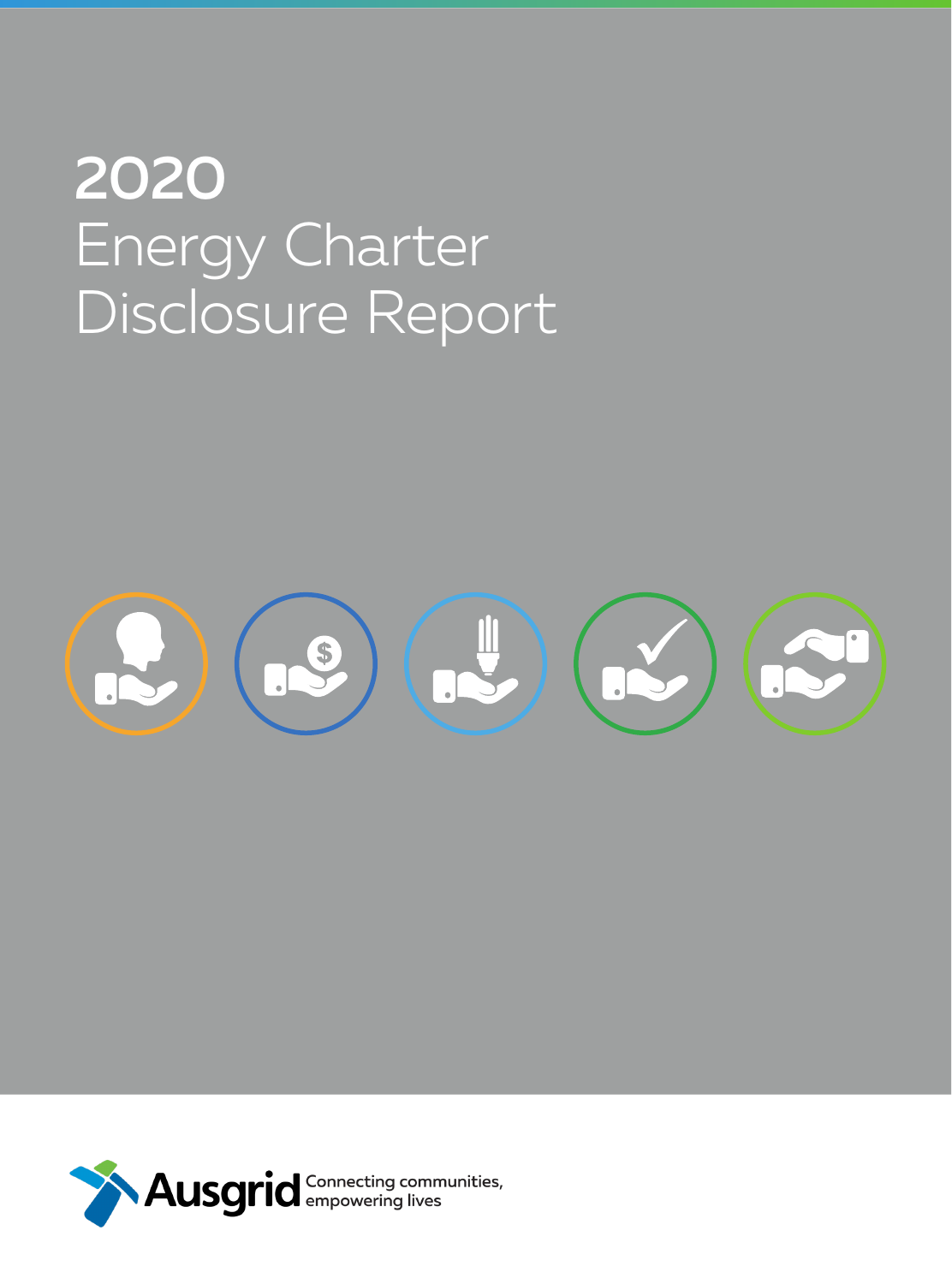# 2020 Energy Charter Disclosure Report

Ausgrid

Connecting communities, empowering lives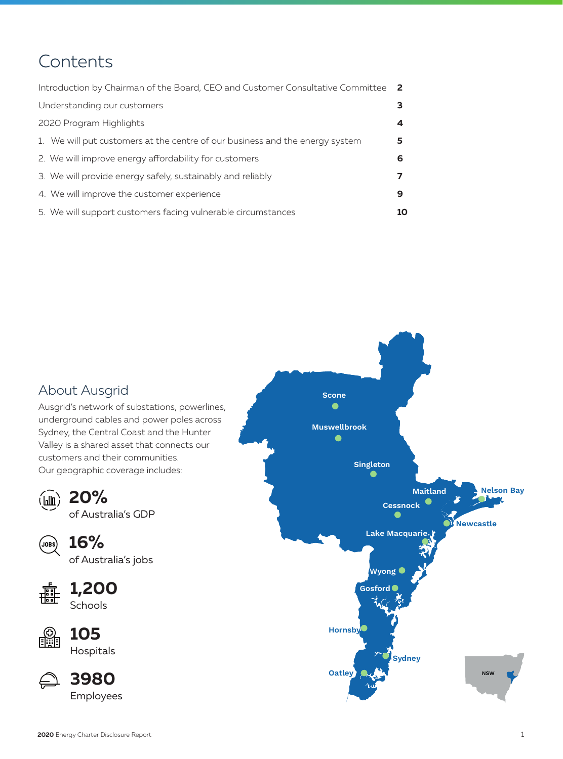# Contents

| | |
|---|---|
| Introduction by Chairman of the Board, CEO and Customer Consultative Committee | **2** |
| Understanding our customers | **3** |
| 2020 Program Highlights | **4** |
| 1. We will put customers at the centre of our business and the energy system | **5** |
| 2. We will improve energy affordability for customers | **6** |
| 3. We will provide energy safely, sustainably and reliably | **7** |
| 4. We will improve the customer experience | **9** |
| 5. We will support customers facing vulnerable circumstances | **10** |

## About Ausgrid

Ausgrid's network of substations, powerlines, underground cables and power poles across Sydney, the Central Coast and the Hunter Valley is a shared asset that connects our customers and their communities.
Our geographic coverage includes:

**20%**
of Australia's GDP

**16%**
of Australia's jobs

**1,200**
Schools

**105**
Hospitals

**3980**
Employees

Scone
Muswellbrook
Singleton
Maitland
Nelson Bay
Cessnock
Newcastle
Lake Macquarie
Wyong
Gosford
Hornsby
Sydney
Oatley
NSW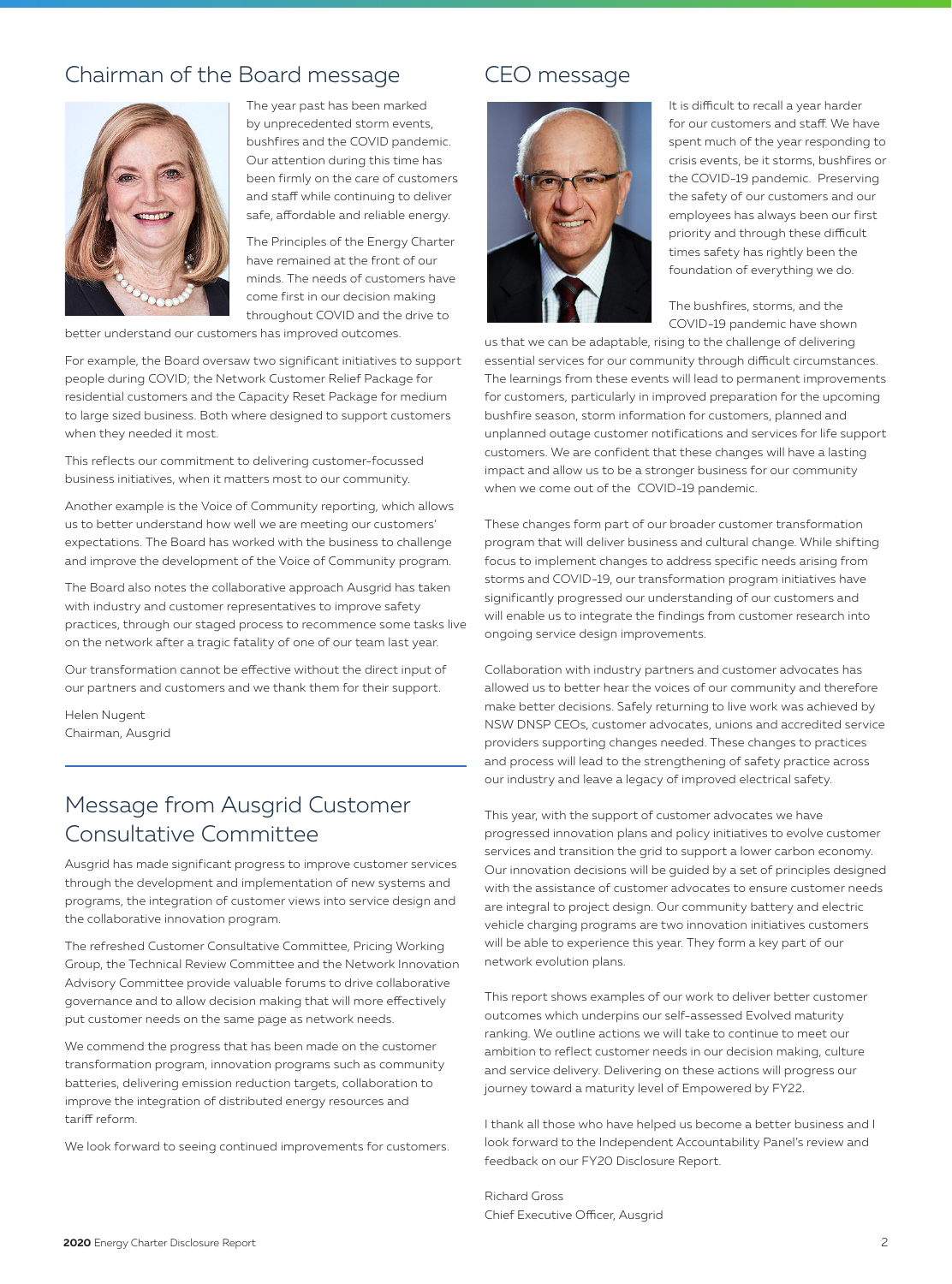## Chairman of the Board message

The year past has been marked by unprecedented storm events, bushfires and the COVID pandemic. Our attention during this time has been firmly on the care of customers and staff while continuing to deliver safe, affordable and reliable energy.

The Principles of the Energy Charter have remained at the front of our minds. The needs of customers have come first in our decision making throughout COVID and the drive to better understand our customers has improved outcomes.

For example, the Board oversaw two significant initiatives to support people during COVID; the Network Customer Relief Package for residential customers and the Capacity Reset Package for medium to large sized business. Both where designed to support customers when they needed it most.

This reflects our commitment to delivering customer-focussed business initiatives, when it matters most to our community.

Another example is the Voice of Community reporting, which allows us to better understand how well we are meeting our customers' expectations. The Board has worked with the business to challenge and improve the development of the Voice of Community program.

The Board also notes the collaborative approach Ausgrid has taken with industry and customer representatives to improve safety practices, through our staged process to recommence some tasks live on the network after a tragic fatality of one of our team last year.

Our transformation cannot be effective without the direct input of our partners and customers and we thank them for their support.

Helen Nugent
Chairman, Ausgrid

## Message from Ausgrid Customer Consultative Committee

Ausgrid has made significant progress to improve customer services through the development and implementation of new systems and programs, the integration of customer views into service design and the collaborative innovation program.

The refreshed Customer Consultative Committee, Pricing Working Group, the Technical Review Committee and the Network Innovation Advisory Committee provide valuable forums to drive collaborative governance and to allow decision making that will more effectively put customer needs on the same page as network needs.

We commend the progress that has been made on the customer transformation program, innovation programs such as community batteries, delivering emission reduction targets, collaboration to improve the integration of distributed energy resources and tariff reform.

We look forward to seeing continued improvements for customers.

## CEO message

It is difficult to recall a year harder for our customers and staff. We have spent much of the year responding to crisis events, be it storms, bushfires or the COVID-19 pandemic. Preserving the safety of our customers and our employees has always been our first priority and through these difficult times safety has rightly been the foundation of everything we do.

The bushfires, storms, and the COVID-19 pandemic have shown us that we can be adaptable, rising to the challenge of delivering essential services for our community through difficult circumstances. The learnings from these events will lead to permanent improvements for customers, particularly in improved preparation for the upcoming bushfire season, storm information for customers, planned and unplanned outage customer notifications and services for life support customers. We are confident that these changes will have a lasting impact and allow us to be a stronger business for our community when we come out of the COVID-19 pandemic.

These changes form part of our broader customer transformation program that will deliver business and cultural change. While shifting focus to implement changes to address specific needs arising from storms and COVID-19, our transformation program initiatives have significantly progressed our understanding of our customers and will enable us to integrate the findings from customer research into ongoing service design improvements.

Collaboration with industry partners and customer advocates has allowed us to better hear the voices of our community and therefore make better decisions. Safely returning to live work was achieved by NSW DNSP CEOs, customer advocates, unions and accredited service providers supporting changes needed. These changes to practices and process will lead to the strengthening of safety practice across our industry and leave a legacy of improved electrical safety.

This year, with the support of customer advocates we have progressed innovation plans and policy initiatives to evolve customer services and transition the grid to support a lower carbon economy. Our innovation decisions will be guided by a set of principles designed with the assistance of customer advocates to ensure customer needs are integral to project design. Our community battery and electric vehicle charging programs are two innovation initiatives customers will be able to experience this year. They form a key part of our network evolution plans.

This report shows examples of our work to deliver better customer outcomes which underpins our self-assessed Evolved maturity ranking. We outline actions we will take to continue to meet our ambition to reflect customer needs in our decision making, culture and service delivery. Delivering on these actions will progress our journey toward a maturity level of Empowered by FY22.

I thank all those who have helped us become a better business and I look forward to the Independent Accountability Panel's review and feedback on our FY20 Disclosure Report.

Richard Gross
Chief Executive Officer, Ausgrid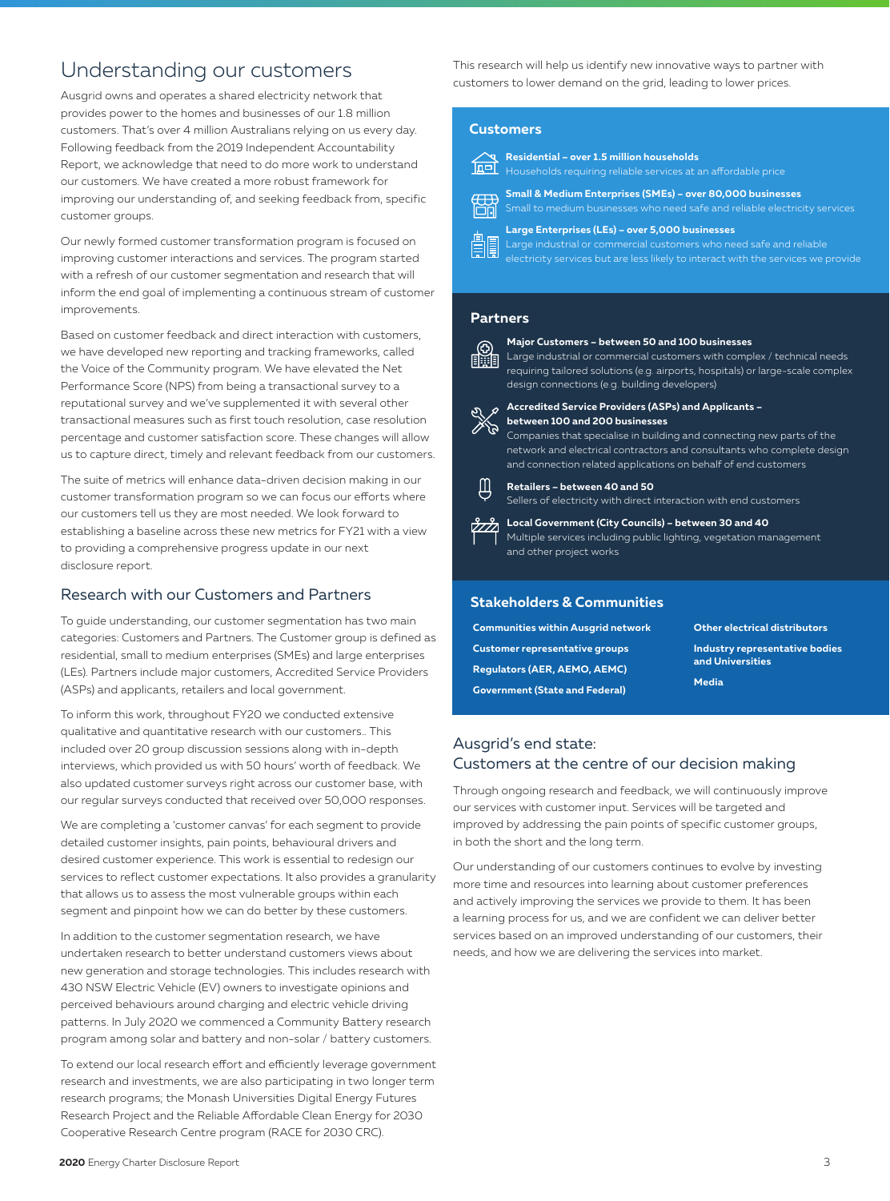# Understanding our customers

Ausgrid owns and operates a shared electricity network that provides power to the homes and businesses of our 1.8 million customers. That's over 4 million Australians relying on us every day. Following feedback from the 2019 Independent Accountability Report, we acknowledge that need to do more work to understand our customers. We have created a more robust framework for improving our understanding of, and seeking feedback from, specific customer groups.

Our newly formed customer transformation program is focused on improving customer interactions and services. The program started with a refresh of our customer segmentation and research that will inform the end goal of implementing a continuous stream of customer improvements.

Based on customer feedback and direct interaction with customers, we have developed new reporting and tracking frameworks, called the Voice of the Community program. We have elevated the Net Performance Score (NPS) from being a transactional survey to a reputational survey and we've supplemented it with several other transactional measures such as first touch resolution, case resolution percentage and customer satisfaction score. These changes will allow us to capture direct, timely and relevant feedback from our customers.

The suite of metrics will enhance data-driven decision making in our customer transformation program so we can focus our efforts where our customers tell us those are most needed. We look forward to establishing a baseline across these new metrics for FY21 with a view to providing a comprehensive progress update in our next disclosure report.

## Research with our Customers and Partners

To guide understanding, our customer segmentation has two main categories: Customers and Partners. The Customer group is defined as residential, small to medium enterprises (SMEs) and large enterprises (LEs). Partners include major customers, Accredited Service Providers (ASPs) and applicants, retailers and local government.

To inform this work, throughout FY20 we conducted extensive qualitative and quantitative research with our customers.. This included over 20 group discussion sessions along with in-depth interviews, which provided us with 50 hours' worth of feedback. We also updated customer surveys right across our customer base, with our regular surveys conducted that received over 50,000 responses.

We are completing a 'customer canvas' for each segment to provide detailed customer insights, pain points, behavioural drivers and desired customer experience. This work is essential to redesign our services to reflect customer expectations. It also provides a granularity that allows us to assess the most vulnerable groups within each segment and pinpoint how we can do better by these customers.

In addition to the customer segmentation research, we have undertaken research to better understand customers views about new generation and storage technologies. This includes research with 430 NSW Electric Vehicle (EV) owners to investigate opinions and perceived behaviours around charging and electric vehicle driving patterns. In July 2020 we commenced a Community Battery research program among solar and battery and non-solar / battery customers.

To extend our local research effort and efficiently leverage government research and investments, we are also participating in two longer term research programs; the Monash Universities Digital Energy Futures Research Project and the Reliable Affordable Clean Energy for 2030 Cooperative Research Centre program (RACE for 2030 CRC).

This research will help us identify new innovative ways to partner with customers to lower demand on the grid, leading to lower prices.

### Customers

**Residential – over 1.5 million households**
Households requiring reliable services at an affordable price

**Small & Medium Enterprises (SMEs) – over 80,000 businesses**
Small to medium businesses who need safe and reliable electricity services

**Large Enterprises (LEs) – over 5,000 businesses**
Large industrial or commercial customers who need safe and reliable electricity services but are less likely to interact with the services we provide

### Partners

**Major Customers – between 50 and 100 businesses**
Large industrial or commercial customers with complex / technical needs requiring tailored solutions (e.g. airports, hospitals) or large-scale complex design connections (e.g. building developers)

**Accredited Service Providers (ASPs) and Applicants – between 100 and 200 businesses**
Companies that specialise in building and connecting new parts of the network and electrical contractors and consultants who complete design and connection related applications on behalf of end customers

**Retailers – between 40 and 50**
Sellers of electricity with direct interaction with end customers

**Local Government (City Councils) – between 30 and 40**
Multiple services including public lighting, vegetation management and other project works

### Stakeholders & Communities

- **Communities within Ausgrid network**
- **Customer representative groups**
- **Regulators (AER, AEMO, AEMC)**
- **Government (State and Federal)**
- **Other electrical distributors**
- **Industry representative bodies and Universities**
- **Media**

## Ausgrid's end state:
## Customers at the centre of our decision making

Through ongoing research and feedback, we will continuously improve our services with customer input. Services will be targeted and improved by addressing the pain points of specific customer groups, in both the short and the long term.

Our understanding of our customers continues to evolve by investing more time and resources into learning about customer preferences and actively improving the services we provide to them. It has been a learning process for us, and we are confident we can deliver better services based on an improved understanding of our customers, their needs, and how we are delivering the services into market.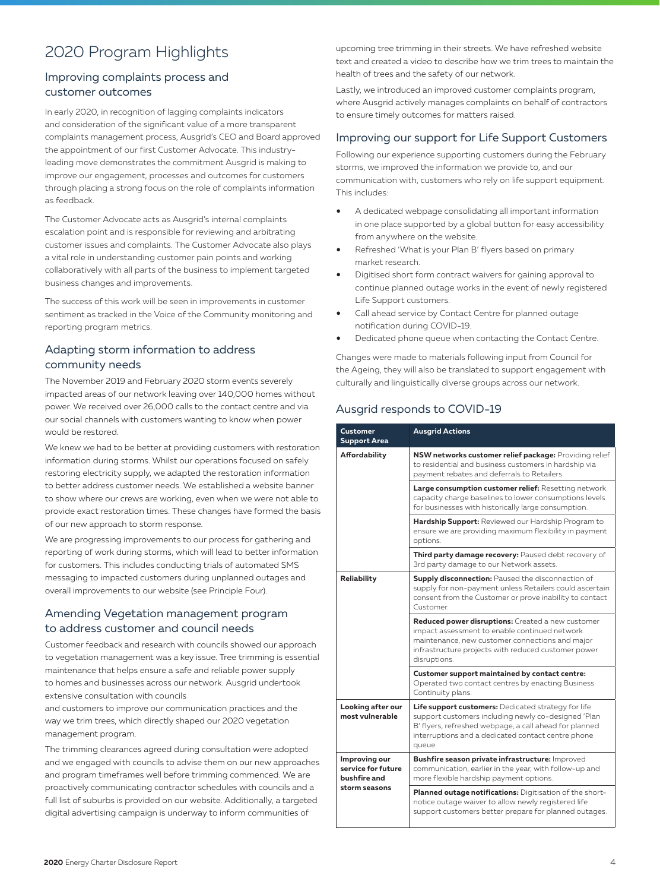# 2020 Program Highlights

## Improving complaints process and customer outcomes

In early 2020, in recognition of lagging complaints indicators and consideration of the significant value of a more transparent complaints management process, Ausgrid's CEO and Board approved the appointment of our first Customer Advocate. This industry-leading move demonstrates the commitment Ausgrid is making to improve our engagement, processes and outcomes for customers through placing a strong focus on the role of complaints information as feedback.

The Customer Advocate acts as Ausgrid's internal complaints escalation point and is responsible for reviewing and arbitrating customer issues and complaints. The Customer Advocate also plays a vital role in understanding customer pain points and working collaboratively with all parts of the business to implement targeted business changes and improvements.

The success of this work will be seen in improvements in customer sentiment as tracked in the Voice of the Community monitoring and reporting program metrics.

## Adapting storm information to address community needs

The November 2019 and February 2020 storm events severely impacted areas of our network leaving over 140,000 homes without power. We received over 26,000 calls to the contact centre and via our social channels with customers wanting to know when power would be restored.

We knew we had to be better at providing customers with restoration information during storms. Whilst our operations focused on safely restoring electricity supply, we adapted the restoration information to better address customer needs. We established a website banner to show where our crews are working, even when we were not able to provide exact restoration times. These changes have formed the basis of our new approach to storm response.

We are progressing improvements to our process for gathering and reporting of work during storms, which will lead to better information for customers. This includes conducting trials of automated SMS messaging to impacted customers during unplanned outages and overall improvements to our website (see Principle Four).

## Amending Vegetation management program to address customer and council needs

Customer feedback and research with councils showed our approach to vegetation management was a key issue. Tree trimming is essential maintenance that helps ensure a safe and reliable power supply to homes and businesses across our network. Ausgrid undertook extensive consultation with councils and customers to improve our communication practices and the way we trim trees, which directly shaped our 2020 vegetation management program.

The trimming clearances agreed during consultation were adopted and we engaged with councils to advise them on our new approaches and program timeframes well before trimming commenced. We are proactively communicating contractor schedules with councils and a full list of suburbs is provided on our website. Additionally, a targeted digital advertising campaign is underway to inform communities of upcoming tree trimming in their streets. We have refreshed website text and created a video to describe how we trim trees to maintain the health of trees and the safety of our network.

Lastly, we introduced an improved customer complaints program, where Ausgrid actively manages complaints on behalf of contractors to ensure timely outcomes for matters raised.

## Improving our support for Life Support Customers

Following our experience supporting customers during the February storms, we improved the information we provide to, and our communication with, customers who rely on life support equipment. This includes:

- A dedicated webpage consolidating all important information in one place supported by a global button for easy accessibility from anywhere on the website.
- Refreshed 'What is your Plan B' flyers based on primary market research.
- Digitised short form contract waivers for gaining approval to continue planned outage works in the event of newly registered Life Support customers.
- Call ahead service by Contact Centre for planned outage notification during COVID-19.
- Dedicated phone queue when contacting the Contact Centre.

Changes were made to materials following input from Council for the Ageing, they will also be translated to support engagement with culturally and linguistically diverse groups across our network.

## Ausgrid responds to COVID-19

| Customer Support Area | Ausgrid Actions |
|---|---|
| **Affordability** | **NSW networks customer relief package:** Providing relief to residential and business customers in hardship via payment rebates and deferrals to Retailers. |
| | **Large consumption customer relief:** Resetting network capacity charge baselines to lower consumptions levels for businesses with historically large consumption. |
| | **Hardship Support:** Reviewed our Hardship Program to ensure we are providing maximum flexibility in payment options. |
| | **Third party damage recovery:** Paused debt recovery of 3rd party damage to our Network assets. |
| **Reliability** | **Supply disconnection:** Paused the disconnection of supply for non-payment unless Retailers could ascertain consent from the Customer or prove inability to contact Customer. |
| | **Reduced power disruptions:** Created a new customer impact assessment to enable continued network maintenance, new customer connections and major infrastructure projects with reduced customer power disruptions. |
| | **Customer support maintained by contact centre:** Operated two contact centres by enacting Business Continuity plans. |
| **Looking after our most vulnerable** | **Life support customers:** Dedicated strategy for life support customers including newly co-designed 'Plan B' flyers, refreshed webpage, a call ahead for planned interruptions and a dedicated contact centre phone queue. |
| **Improving our service for future bushfire and storm seasons** | **Bushfire season private infrastructure:** Improved communication, earlier in the year, with follow-up and more flexible hardship payment options. |
| | **Planned outage notifications:** Digitisation of the short-notice outage waiver to allow newly registered life support customers better prepare for planned outages. |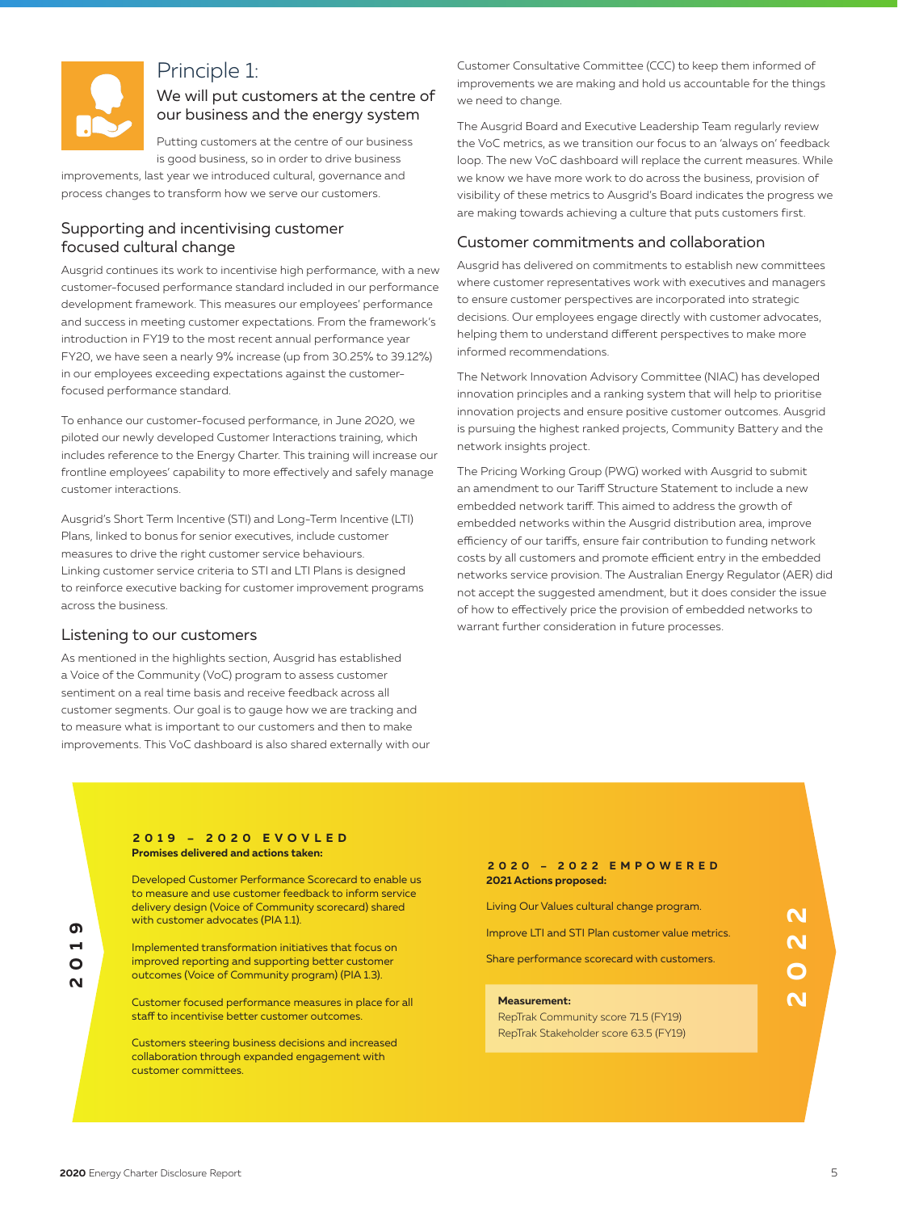# Principle 1:

## We will put customers at the centre of our business and the energy system

Putting customers at the centre of our business is good business, so in order to drive business improvements, last year we introduced cultural, governance and process changes to transform how we serve our customers.

### Supporting and incentivising customer focused cultural change

Ausgrid continues its work to incentivise high performance, with a new customer-focused performance standard included in our performance development framework. This measures our employees' performance and success in meeting customer expectations. From the framework's introduction in FY19 to the most recent annual performance year FY20, we have seen a nearly 9% increase (up from 30.25% to 39.12%) in our employees exceeding expectations against the customer-focused performance standard.

To enhance our customer-focused performance, in June 2020, we piloted our newly developed Customer Interactions training, which includes reference to the Energy Charter. This training will increase our frontline employees' capability to more effectively and safely manage customer interactions.

Ausgrid's Short Term Incentive (STI) and Long-Term Incentive (LTI) Plans, linked to bonus for senior executives, include customer measures to drive the right customer service behaviours. Linking customer service criteria to STI and LTI Plans is designed to reinforce executive backing for customer improvement programs across the business.

### Listening to our customers

As mentioned in the highlights section, Ausgrid has established a Voice of the Community (VoC) program to assess customer sentiment on a real time basis and receive feedback across all customer segments. Our goal is to gauge how we are tracking and to measure what is important to our customers and then to make improvements. This VoC dashboard is also shared externally with our Customer Consultative Committee (CCC) to keep them informed of improvements we are making and hold us accountable for the things we need to change.

The Ausgrid Board and Executive Leadership Team regularly review the VoC metrics, as we transition our focus to an 'always on' feedback loop. The new VoC dashboard will replace the current measures. While we know we have more work to do across the business, provision of visibility of these metrics to Ausgrid's Board indicates the progress we are making towards achieving a culture that puts customers first.

### Customer commitments and collaboration

Ausgrid has delivered on commitments to establish new committees where customer representatives work with executives and managers to ensure customer perspectives are incorporated into strategic decisions. Our employees engage directly with customer advocates, helping them to understand different perspectives to make more informed recommendations.

The Network Innovation Advisory Committee (NIAC) has developed innovation principles and a ranking system that will help to prioritise innovation projects and ensure positive customer outcomes. Ausgrid is pursuing the highest ranked projects, Community Battery and the network insights project.

The Pricing Working Group (PWG) worked with Ausgrid to submit an amendment to our Tariff Structure Statement to include a new embedded network tariff. This aimed to address the growth of embedded networks within the Ausgrid distribution area, improve efficiency of our tariffs, ensure fair contribution to funding network costs by all customers and promote efficient entry in the embedded networks service provision. The Australian Energy Regulator (AER) did not accept the suggested amendment, but it does consider the issue of how to effectively price the provision of embedded networks to warrant further consideration in future processes.

2019

**2019 – 2020 EVOVLED**

**Promises delivered and actions taken:**

Developed Customer Performance Scorecard to enable us to measure and use customer feedback to inform service delivery design (Voice of Community scorecard) shared with customer advocates (PIA 1.1).

Implemented transformation initiatives that focus on improved reporting and supporting better customer outcomes (Voice of Community program) (PIA 1.3).

Customer focused performance measures in place for all staff to incentivise better customer outcomes.

Customers steering business decisions and increased collaboration through expanded engagement with customer committees.

**2020 – 2022 EMPOWERED**

**2021 Actions proposed:**

Living Our Values cultural change program.

Improve LTI and STI Plan customer value metrics.

Share performance scorecard with customers.

**Measurement:**
RepTrak Community score 71.5 (FY19)
RepTrak Stakeholder score 63.5 (FY19)

2022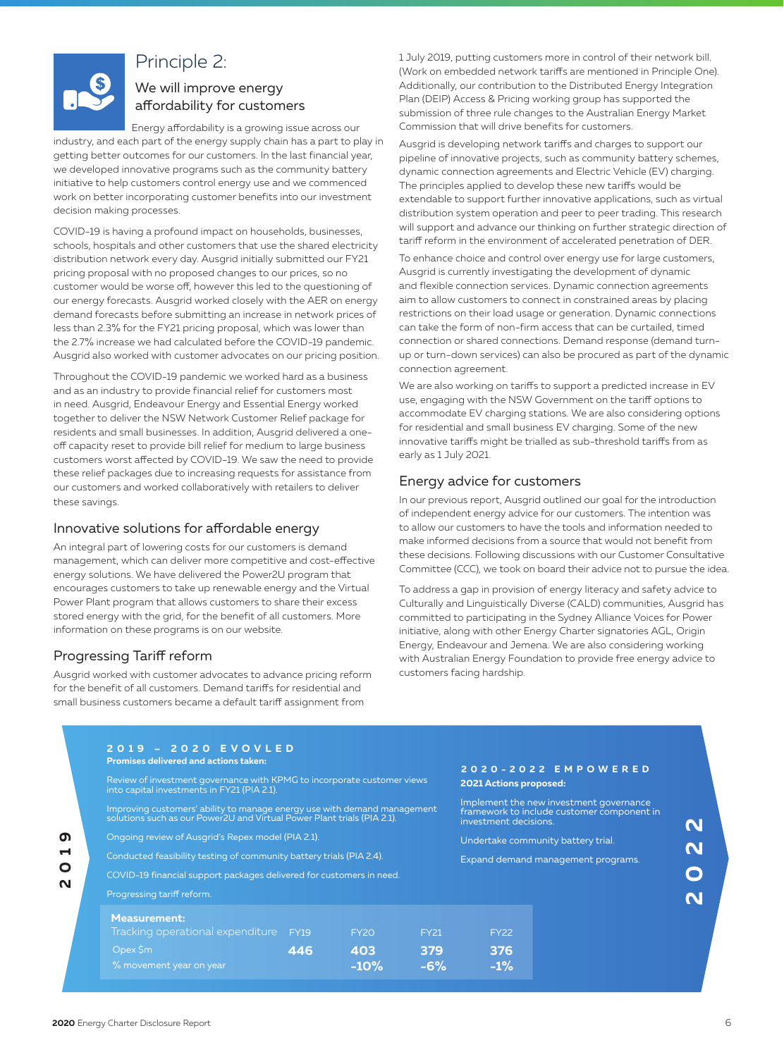# Principle 2:

## We will improve energy affordability for customers

Energy affordability is a growing issue across our industry, and each part of the energy supply chain has a part to play in getting better outcomes for our customers. In the last financial year, we developed innovative programs such as the community battery initiative to help customers control energy use and we commenced work on better incorporating customer benefits into our investment decision making processes.

COVID-19 is having a profound impact on households, businesses, schools, hospitals and other customers that use the shared electricity distribution network every day. Ausgrid initially submitted our FY21 pricing proposal with no proposed changes to our prices, so no customer would be worse off, however this led to the questioning of our energy forecasts. Ausgrid worked closely with the AER on energy demand forecasts before submitting an increase in network prices of less than 2.3% for the FY21 pricing proposal, which was lower than the 2.7% increase we had calculated before the COVID-19 pandemic. Ausgrid also worked with customer advocates on our pricing position.

Throughout the COVID-19 pandemic we worked hard as a business and as an industry to provide financial relief for customers most in need. Ausgrid, Endeavour Energy and Essential Energy worked together to deliver the NSW Network Customer Relief package for residents and small businesses. In addition, Ausgrid delivered a one-off capacity reset to provide bill relief for medium to large business customers worst affected by COVID-19. We saw the need to provide these relief packages due to increasing requests for assistance from our customers and worked collaboratively with retailers to deliver these savings.

### Innovative solutions for affordable energy

An integral part of lowering costs for our customers is demand management, which can deliver more competitive and cost-effective energy solutions. We have delivered the Power2U program that encourages customers to take up renewable energy and the Virtual Power Plant program that allows customers to share their excess stored energy with the grid, for the benefit of all customers. More information on these programs is on our website.

### Progressing Tariff reform

Ausgrid worked with customer advocates to advance pricing reform for the benefit of all customers. Demand tariffs for residential and small business customers became a default tariff assignment from 1 July 2019, putting customers more in control of their network bill. (Work on embedded network tariffs are mentioned in Principle One). Additionally, our contribution to the Distributed Energy Integration Plan (DEIP) Access & Pricing working group has supported the submission of three rule changes to the Australian Energy Market Commission that will drive benefits for customers.

Ausgrid is developing network tariffs and charges to support our pipeline of innovative projects, such as community battery schemes, dynamic connection agreements and Electric Vehicle (EV) charging. The principles applied to develop these new tariffs would be extendable to support further innovative applications, such as virtual distribution system operation and peer to peer trading. This research will support and advance our thinking on further strategic direction of tariff reform in the environment of accelerated penetration of DER.

To enhance choice and control over energy use for large customers, Ausgrid is currently investigating the development of dynamic and flexible connection services. Dynamic connection agreements aim to allow customers to connect in constrained areas by placing restrictions on their load usage or generation. Dynamic connections can take the form of non-firm access that can be curtailed, timed connection or shared connections. Demand response (demand turn-up or turn-down services) can also be procured as part of the dynamic connection agreement.

We are also working on tariffs to support a predicted increase in EV use, engaging with the NSW Government on the tariff options to accommodate EV charging stations. We are also considering options for residential and small business EV charging. Some of the new innovative tariffs might be trialled as sub-threshold tariffs from as early as 1 July 2021.

### Energy advice for customers

In our previous report, Ausgrid outlined our goal for the introduction of independent energy advice for our customers. The intention was to allow our customers to have the tools and information needed to make informed decisions from a source that would not benefit from these decisions. Following discussions with our Customer Consultative Committee (CCC), we took on board their advice not to pursue the idea.

To address a gap in provision of energy literacy and safety advice to Culturally and Linguistically Diverse (CALD) communities, Ausgrid has committed to participating in the Sydney Alliance Voices for Power initiative, along with other Energy Charter signatories AGL, Origin Energy, Endeavour and Jemena. We are also considering working with Australian Energy Foundation to provide free energy advice to customers facing hardship.

**2019**

**2019 – 2020 EVOVLED**

**Promises delivered and actions taken:**

- Review of investment governance with KPMG to incorporate customer views into capital investments in FY21 (PIA 2.1).
- Improving customers' ability to manage energy use with demand management solutions such as our Power2U and Virtual Power Plant trials (PIA 2.1).
- Ongoing review of Ausgrid's Repex model (PIA 2.1).
- Conducted feasibility testing of community battery trials (PIA 2.4).
- COVID-19 financial support packages delivered for customers in need.
- Progressing tariff reform.

**2020-2022 EMPOWERED**

**2021 Actions proposed:**

- Implement the new investment governance framework to include customer component in investment decisions.
- Undertake community battery trial.
- Expand demand management programs.

**2022**

**Measurement:**

| Tracking operational expenditure | FY19 | FY20 | FY21 | FY22 |
|---|---|---|---|---|
| Opex $m | 446 | 403 | 379 | 376 |
| % movement year on year | | -10% | -6% | -1% |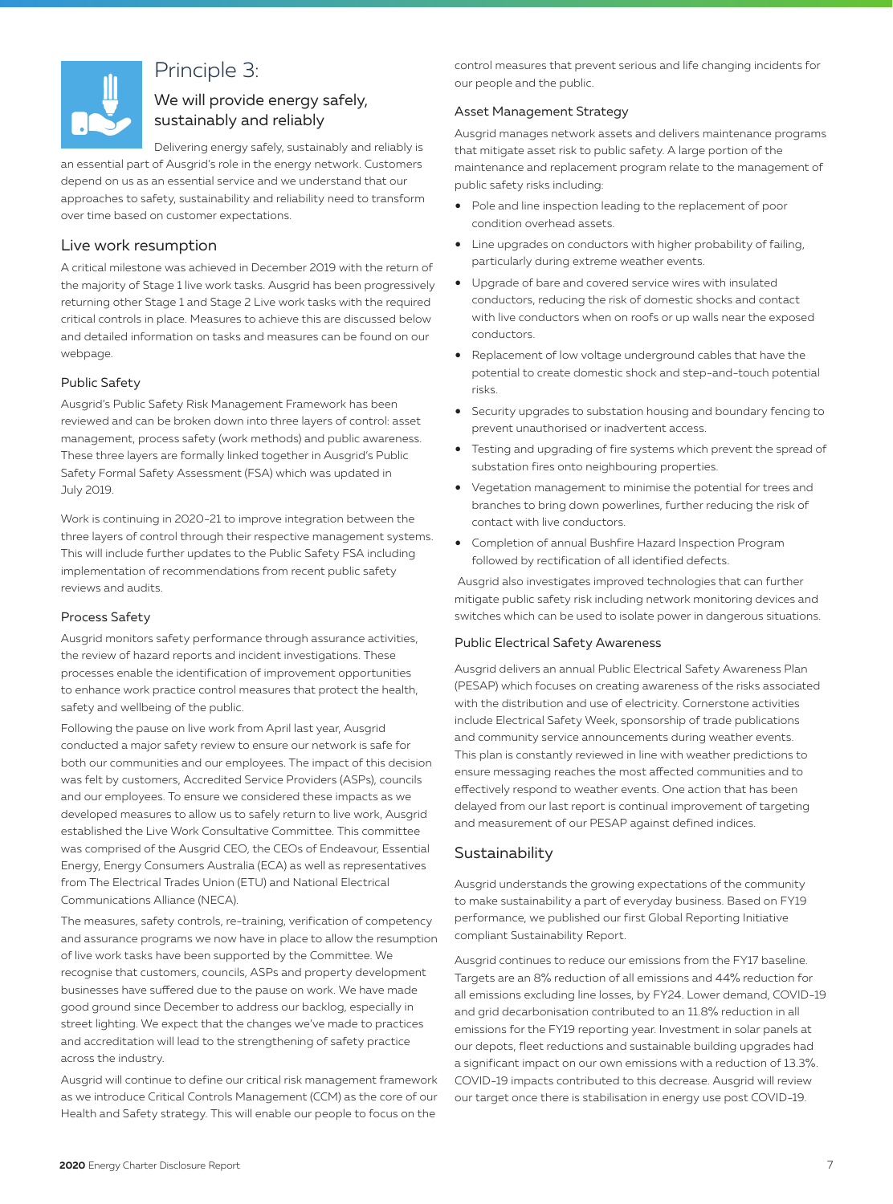# Principle 3:

## We will provide energy safely, sustainably and reliably

Delivering energy safely, sustainably and reliably is an essential part of Ausgrid's role in the energy network. Customers depend on us as an essential service and we understand that our approaches to safety, sustainability and reliability need to transform over time based on customer expectations.

## Live work resumption

A critical milestone was achieved in December 2019 with the return of the majority of Stage 1 live work tasks. Ausgrid has been progressively returning other Stage 1 and Stage 2 Live work tasks with the required critical controls in place. Measures to achieve this are discussed below and detailed information on tasks and measures can be found on our webpage.

### Public Safety

Ausgrid's Public Safety Risk Management Framework has been reviewed and can be broken down into three layers of control: asset management, process safety (work methods) and public awareness. These three layers are formally linked together in Ausgrid's Public Safety Formal Safety Assessment (FSA) which was updated in July 2019.

Work is continuing in 2020-21 to improve integration between the three layers of control through their respective management systems. This will include further updates to the Public Safety FSA including implementation of recommendations from recent public safety reviews and audits.

### Process Safety

Ausgrid monitors safety performance through assurance activities, the review of hazard reports and incident investigations. These processes enable the identification of improvement opportunities to enhance work practice control measures that protect the health, safety and wellbeing of the public.

Following the pause on live work from April last year, Ausgrid conducted a major safety review to ensure our network is safe for both our communities and our employees. The impact of this decision was felt by customers, Accredited Service Providers (ASPs), councils and our employees. To ensure we considered these impacts as we developed measures to allow us to safely return to live work, Ausgrid established the Live Work Consultative Committee. This committee was comprised of the Ausgrid CEO, the CEOs of Endeavour, Essential Energy, Energy Consumers Australia (ECA) as well as representatives from The Electrical Trades Union (ETU) and National Electrical Communications Alliance (NECA).

The measures, safety controls, re-training, verification of competency and assurance programs we now have in place to allow the resumption of live work tasks have been supported by the Committee. We recognise that customers, councils, ASPs and property development businesses have suffered due to the pause on work. We have made good ground since December to address our backlog, especially in street lighting. We expect that the changes we've made to practices and accreditation will lead to the strengthening of safety practice across the industry.

Ausgrid will continue to define our critical risk management framework as we introduce Critical Controls Management (CCM) as the core of our Health and Safety strategy. This will enable our people to focus on the control measures that prevent serious and life changing incidents for our people and the public.

### Asset Management Strategy

Ausgrid manages network assets and delivers maintenance programs that mitigate asset risk to public safety. A large portion of the maintenance and replacement program relate to the management of public safety risks including:

- Pole and line inspection leading to the replacement of poor condition overhead assets.
- Line upgrades on conductors with higher probability of failing, particularly during extreme weather events.
- Upgrade of bare and covered service wires with insulated conductors, reducing the risk of domestic shocks and contact with live conductors when on roofs or up walls near the exposed conductors.
- Replacement of low voltage underground cables that have the potential to create domestic shock and step-and-touch potential risks.
- Security upgrades to substation housing and boundary fencing to prevent unauthorised or inadvertent access.
- Testing and upgrading of fire systems which prevent the spread of substation fires onto neighbouring properties.
- Vegetation management to minimise the potential for trees and branches to bring down powerlines, further reducing the risk of contact with live conductors.
- Completion of annual Bushfire Hazard Inspection Program followed by rectification of all identified defects.

Ausgrid also investigates improved technologies that can further mitigate public safety risk including network monitoring devices and switches which can be used to isolate power in dangerous situations.

### Public Electrical Safety Awareness

Ausgrid delivers an annual Public Electrical Safety Awareness Plan (PESAP) which focuses on creating awareness of the risks associated with the distribution and use of electricity. Cornerstone activities include Electrical Safety Week, sponsorship of trade publications and community service announcements during weather events. This plan is constantly reviewed in line with weather predictions to ensure messaging reaches the most affected communities and to effectively respond to weather events. One action that has been delayed from our last report is continual improvement of targeting and measurement of our PESAP against defined indices.

## Sustainability

Ausgrid understands the growing expectations of the community to make sustainability a part of everyday business. Based on FY19 performance, we published our first Global Reporting Initiative compliant Sustainability Report.

Ausgrid continues to reduce our emissions from the FY17 baseline. Targets are an 8% reduction of all emissions and 44% reduction for all emissions excluding line losses, by FY24. Lower demand, COVID-19 and grid decarbonisation contributed to an 11.8% reduction in all emissions for the FY19 reporting year. Investment in solar panels at our depots, fleet reductions and sustainable building upgrades had a significant impact on our own emissions with a reduction of 13.3%. COVID-19 impacts contributed to this decrease. Ausgrid will review our target once there is stabilisation in energy use post COVID-19.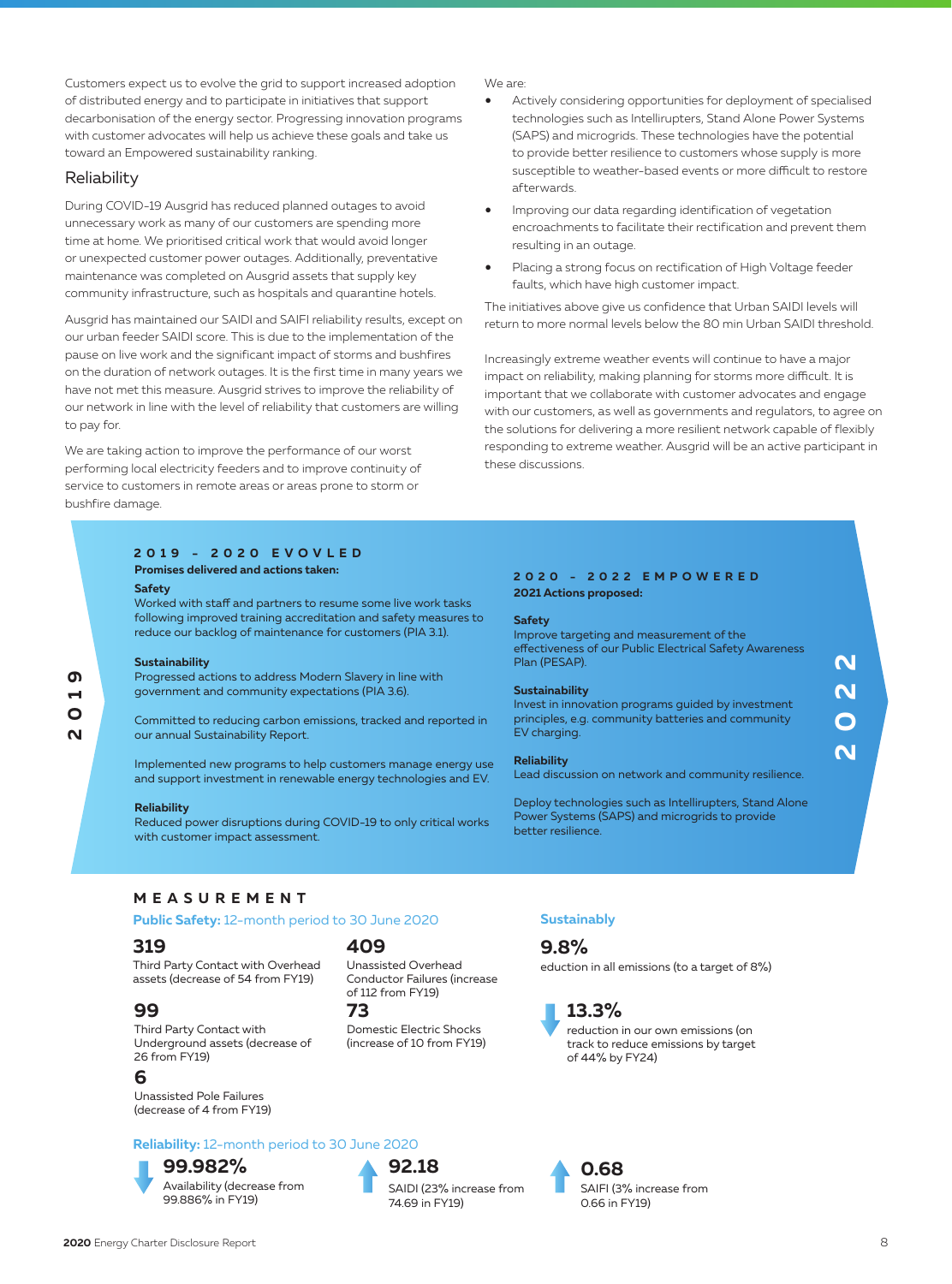Customers expect us to evolve the grid to support increased adoption of distributed energy and to participate in initiatives that support decarbonisation of the energy sector. Progressing innovation programs with customer advocates will help us achieve these goals and take us toward an Empowered sustainability ranking.

## Reliability

During COVID-19 Ausgrid has reduced planned outages to avoid unnecessary work as many of our customers are spending more time at home. We prioritised critical work that would avoid longer or unexpected customer power outages. Additionally, preventative maintenance was completed on Ausgrid assets that supply key community infrastructure, such as hospitals and quarantine hotels.

Ausgrid has maintained our SAIDI and SAIFI reliability results, except on our urban feeder SAIDI score. This is due to the implementation of the pause on live work and the significant impact of storms and bushfires on the duration of network outages. It is the first time in many years we have not met this measure. Ausgrid strives to improve the reliability of our network in line with the level of reliability that customers are willing to pay for.

We are taking action to improve the performance of our worst performing local electricity feeders and to improve continuity of service to customers in remote areas or areas prone to storm or bushfire damage.

We are:

- Actively considering opportunities for deployment of specialised technologies such as Intellirupters, Stand Alone Power Systems (SAPS) and microgrids. These technologies have the potential to provide better resilience to customers whose supply is more susceptible to weather-based events or more difficult to restore afterwards.
- Improving our data regarding identification of vegetation encroachments to facilitate their rectification and prevent them resulting in an outage.
- Placing a strong focus on rectification of High Voltage feeder faults, which have high customer impact.

The initiatives above give us confidence that Urban SAIDI levels will return to more normal levels below the 80 min Urban SAIDI threshold.

Increasingly extreme weather events will continue to have a major impact on reliability, making planning for storms more difficult. It is important that we collaborate with customer advocates and engage with our customers, as well as governments and regulators, to agree on the solutions for delivering a more resilient network capable of flexibly responding to extreme weather. Ausgrid will be an active participant in these discussions.

2019

### 2019 – 2020 EVOVLED

**Promises delivered and actions taken:**

**Safety**
Worked with staff and partners to resume some live work tasks following improved training accreditation and safety measures to reduce our backlog of maintenance for customers (PIA 3.1).

**Sustainability**
Progressed actions to address Modern Slavery in line with government and community expectations (PIA 3.6).

Committed to reducing carbon emissions, tracked and reported in our annual Sustainability Report.

Implemented new programs to help customers manage energy use and support investment in renewable energy technologies and EV.

**Reliability**
Reduced power disruptions during COVID-19 to only critical works with customer impact assessment.

### 2020 – 2022 EMPOWERED

**2021 Actions proposed:**

**Safety**
Improve targeting and measurement of the effectiveness of our Public Electrical Safety Awareness Plan (PESAP).

**Sustainability**
Invest in innovation programs guided by investment principles, e.g. community batteries and community EV charging.

**Reliability**
Lead discussion on network and community resilience.

Deploy technologies such as Intellirupters, Stand Alone Power Systems (SAPS) and microgrids to provide better resilience.

2022

## MEASUREMENT

**Public Safety:** 12-month period to 30 June 2020

**319**
Third Party Contact with Overhead assets (decrease of 54 from FY19)

**99**
Third Party Contact with Underground assets (decrease of 26 from FY19)

**6**
Unassisted Pole Failures (decrease of 4 from FY19)

**409**
Unassisted Overhead Conductor Failures (increase of 112 from FY19)

**73**
Domestic Electric Shocks (increase of 10 from FY19)

**Sustainably**

**9.8%**
eduction in all emissions (to a target of 8%)

**13.3%**
reduction in our own emissions (on track to reduce emissions by target of 44% by FY24)

**Reliability:** 12-month period to 30 June 2020

**99.982%**
Availability (decrease from 99.886% in FY19)

**92.18**
SAIDI (23% increase from 74.69 in FY19)

**0.68**
SAIFI (3% increase from 0.66 in FY19)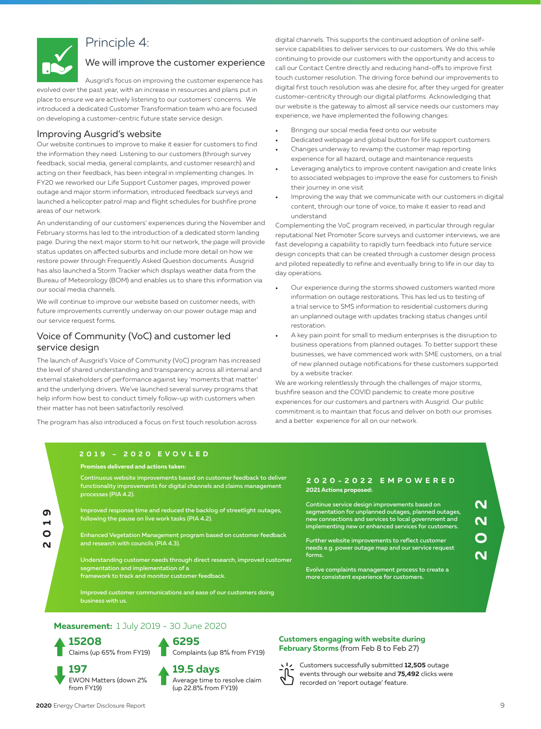# Principle 4:

## We will improve the customer experience

Ausgrid's focus on improving the customer experience has evolved over the past year, with an increase in resources and plans put in place to ensure we are actively listening to our customers' concerns. We introduced a dedicated Customer Transformation team who are focused on developing a customer-centric future state service design.

### Improving Ausgrid's website

Our website continues to improve to make it easier for customers to find the information they need. Listening to our customers (through survey feedback, social media, general complaints, and customer research) and acting on their feedback, has been integral in implementing changes. In FY20 we reworked our Life Support Customer pages, improved power outage and major storm information, introduced feedback surveys and launched a helicopter patrol map and flight schedules for bushfire prone areas of our network.

An understanding of our customers' experiences during the November and February storms has led to the introduction of a dedicated storm landing page. During the next major storm to hit our network, the page will provide status updates on affected suburbs and include more detail on how we restore power through Frequently Asked Question documents. Ausgrid has also launched a Storm Tracker which displays weather data from the Bureau of Meteorology (BOM) and enables us to share this information via our social media channels.

We will continue to improve our website based on customer needs, with future improvements currently underway on our power outage map and our service request forms.

### Voice of Community (VoC) and customer led service design

The launch of Ausgrid's Voice of Community (VoC) program has increased the level of shared understanding and transparency across all internal and external stakeholders of performance against key 'moments that matter' and the underlying drivers. We've launched several survey programs that help inform how best to conduct timely follow-up with customers when their matter has not been satisfactorily resolved.

The program has also introduced a focus on first touch resolution across digital channels. This supports the continued adoption of online self-service capabilities to deliver services to our customers. We do this while continuing to provide our customers with the opportunity and access to call our Contact Centre directly and reducing hand-offs to improve first touch customer resolution. The driving force behind our improvements to digital first touch resolution was ahe desire for, after they urged for greater customer-centricity through our digital platforms. Acknowledging that our website is the gateway to almost all service needs our customers may experience, we have implemented the following changes:

- Bringing our social media feed onto our website
- Dedicated webpage and global button for life support customers
- Changes underway to revamp the customer map reporting experience for all hazard, outage and maintenance requests
- Leveraging analytics to improve content navigation and create links to associated webpages to improve the ease for customers to finish their journey in one visit
- Improving the way that we communicate with our customers in digital content, through our tone of voice, to make it easier to read and understand

Complementing the VoC program received, in particular through regular reputational Net Promoter Score surveys and customer interviews, we are fast developing a capability to rapidly turn feedback into future service design concepts that can be created through a customer design process and piloted repeatedly to refine and eventually bring to life in our day to day operations.

- Our experience during the storms showed customers wanted more information on outage restorations. This has led us to testing of a trial service to SMS information to residential customers during an unplanned outage with updates tracking status changes until restoration.
- A key pain point for small to medium enterprises is the disruption to business operations from planned outages. To better support these businesses, we have commenced work with SME customers, on a trial of new planned outage notifications for these customers supported by a website tracker.

We are working relentlessly through the challenges of major storms, bushfire season and the COVID pandemic to create more positive experiences for our customers and partners with Ausgrid. Our public commitment is to maintain that focus and deliver on both our promises and a better experience for all on our network.

### 2019 – 2020 EVOVLED

**Promises delivered and actions taken:**

Continuous website improvements based on customer feedback to deliver functionality improvements for digital channels and claims management processes (PIA 4.2).

Improved response time and reduced the backlog of streetlight outages, following the pause on live work tasks (PIA 4.2).

Enhanced Vegetation Management program based on customer feedback and research with councils (PIA 4.3).

Understanding customer needs through direct research, improved customer segmentation and implementation of a framework to track and monitor customer feedback.

Improved customer communications and ease of our customers doing business with us.

### 2020-2022 EMPOWERED

**2021 Actions proposed:**

Continue service design improvements based on segmentation for unplanned outages, planned outages, new connections and services to local government and implementing new or enhanced services for customers.

Further website improvements to reflect customer needs e.g. power outage map and our service request forms.

Evolve complaints management process to create a more consistent experience for customers.

### Measurement: 1 July 2019 - 30 June 2020

- ▲ **15208** Claims (up 65% from FY19)
- ▲ **6295** Complaints (up 8% from FY19)
- ▼ **197** EWON Matters (down 2% from FY19)
- ▲ **19.5 days** Average time to resolve claim (up 22.8% from FY19)

**Customers engaging with website during February Storms** (from Feb 8 to Feb 27)

Customers successfully submitted **12,505** outage events through our website and **75,492** clicks were recorded on 'report outage' feature.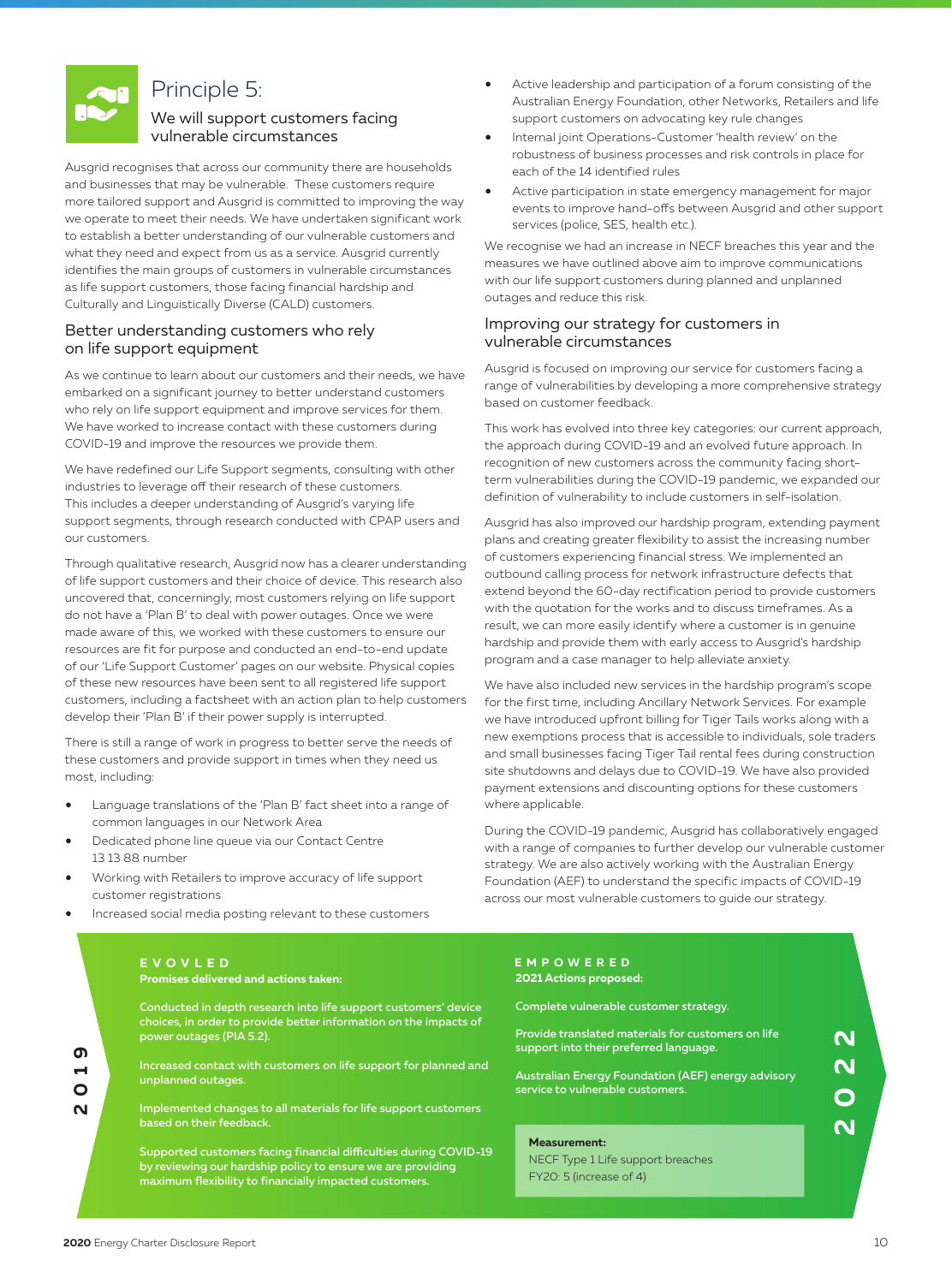# Principle 5:

## We will support customers facing vulnerable circumstances

Ausgrid recognises that across our community there are households and businesses that may be vulnerable. These customers require more tailored support and Ausgrid is committed to improving the way we operate to meet their needs. We have undertaken significant work to establish a better understanding of our vulnerable customers and what they need and expect from us as a service. Ausgrid currently identifies the main groups of customers in vulnerable circumstances as life support customers, those facing financial hardship and Culturally and Linguistically Diverse (CALD) customers.

### Better understanding customers who rely on life support equipment

As we continue to learn about our customers and their needs, we have embarked on a significant journey to better understand customers who rely on life support equipment and improve services for them. We have worked to increase contact with these customers during COVID-19 and improve the resources we provide them.

We have redefined our Life Support segments, consulting with other industries to leverage off their research of these customers. This includes a deeper understanding of Ausgrid's varying life support segments, through research conducted with CPAP users and our customers.

Through qualitative research, Ausgrid now has a clearer understanding of life support customers and their choice of device. This research also uncovered that, concerningly, most customers relying on life support do not have a 'Plan B' to deal with power outages. Once we were made aware of this, we worked with these customers to ensure our resources are fit for purpose and conducted an end-to-end update of our 'Life Support Customer' pages on our website. Physical copies of these new resources have been sent to all registered life support customers, including a factsheet with an action plan to help customers develop their 'Plan B' if their power supply is interrupted.

There is still a range of work in progress to better serve the needs of these customers and provide support in times when they need us most, including:

- Language translations of the 'Plan B' fact sheet into a range of common languages in our Network Area
- Dedicated phone line queue via our Contact Centre 13 13 88 number
- Working with Retailers to improve accuracy of life support customer registrations
- Increased social media posting relevant to these customers
- Active leadership and participation of a forum consisting of the Australian Energy Foundation, other Networks, Retailers and life support customers on advocating key rule changes
- Internal joint Operations-Customer 'health review' on the robustness of business processes and risk controls in place for each of the 14 identified rules
- Active participation in state emergency management for major events to improve hand-offs between Ausgrid and other support services (police, SES, health etc.).

We recognise we had an increase in NECF breaches this year and the measures we have outlined above aim to improve communications with our life support customers during planned and unplanned outages and reduce this risk.

### Improving our strategy for customers in vulnerable circumstances

Ausgrid is focused on improving our service for customers facing a range of vulnerabilities by developing a more comprehensive strategy based on customer feedback.

This work has evolved into three key categories: our current approach, the approach during COVID-19 and an evolved future approach. In recognition of new customers across the community facing short-term vulnerabilities during the COVID-19 pandemic, we expanded our definition of vulnerability to include customers in self-isolation.

Ausgrid has also improved our hardship program, extending payment plans and creating greater flexibility to assist the increasing number of customers experiencing financial stress. We implemented an outbound calling process for network infrastructure defects that extend beyond the 60-day rectification period to provide customers with the quotation for the works and to discuss timeframes. As a result, we can more easily identify where a customer is in genuine hardship and provide them with early access to Ausgrid's hardship program and a case manager to help alleviate anxiety.

We have also included new services in the hardship program's scope for the first time, including Ancillary Network Services. For example we have introduced upfront billing for Tiger Tails works along with a new exemptions process that is accessible to individuals, sole traders and small businesses facing Tiger Tail rental fees during construction site shutdowns and delays due to COVID-19. We have also provided payment extensions and discounting options for these customers where applicable.

During the COVID-19 pandemic, Ausgrid has collaboratively engaged with a range of companies to further develop our vulnerable customer strategy. We are also actively working with the Australian Energy Foundation (AEF) to understand the specific impacts of COVID-19 across our most vulnerable customers to guide our strategy.

**2019**

**EVOVLED**

**Promises delivered and actions taken:**

Conducted in depth research into life support customers' device choices, in order to provide better information on the impacts of power outages (PIA 5.2).

Increased contact with customers on life support for planned and unplanned outages.

Implemented changes to all materials for life support customers based on their feedback.

Supported customers facing financial difficulties during COVID-19 by reviewing our hardship policy to ensure we are providing maximum flexibility to financially impacted customers.

**EMPOWERED**

**2021 Actions proposed:**

Complete vulnerable customer strategy.

Provide translated materials for customers on life support into their preferred language.

Australian Energy Foundation (AEF) energy advisory service to vulnerable customers.

**Measurement:**

NECF Type 1 Life support breaches

FY20: 5 (increase of 4)

**2022**